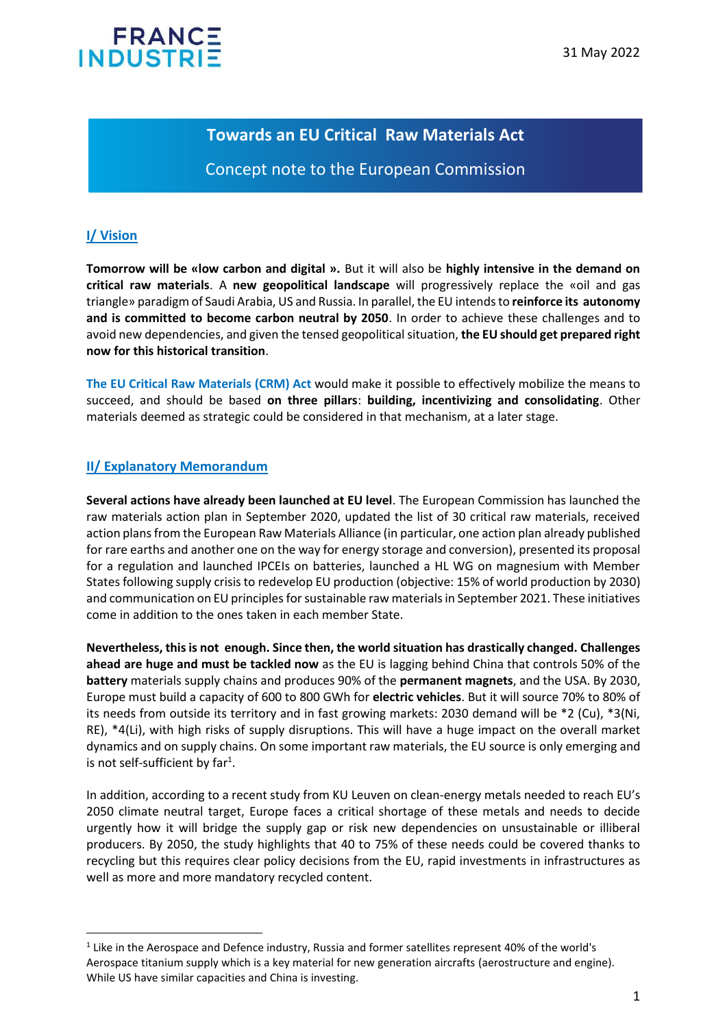FRANCE INDUSTRIE

31 May 2022

# Towards an EU Critical Raw Materials Act

Concept note to the European Commission

## I/ Vision

**Tomorrow will be «low carbon and digital ».** But it will also be **highly intensive in the demand on critical raw materials**. A **new geopolitical landscape** will progressively replace the «oil and gas triangle» paradigm of Saudi Arabia, US and Russia. In parallel, the EU intends to **reinforce its autonomy and is committed to become carbon neutral by 2050**. In order to achieve these challenges and to avoid new dependencies, and given the tensed geopolitical situation, **the EU should get prepared right now for this historical transition**.

**The EU Critical Raw Materials (CRM) Act** would make it possible to effectively mobilize the means to succeed, and should be based **on three pillars**: **building, incentivizing and consolidating**. Other materials deemed as strategic could be considered in that mechanism, at a later stage.

## II/ Explanatory Memorandum

**Several actions have already been launched at EU level**. The European Commission has launched the raw materials action plan in September 2020, updated the list of 30 critical raw materials, received action plans from the European Raw Materials Alliance (in particular, one action plan already published for rare earths and another one on the way for energy storage and conversion), presented its proposal for a regulation and launched IPCEIs on batteries, launched a HL WG on magnesium with Member States following supply crisis to redevelop EU production (objective: 15% of world production by 2030) and communication on EU principles for sustainable raw materials in September 2021. These initiatives come in addition to the ones taken in each member State.

**Nevertheless, this is not enough. Since then, the world situation has drastically changed. Challenges ahead are huge and must be tackled now** as the EU is lagging behind China that controls 50% of the **battery** materials supply chains and produces 90% of the **permanent magnets**, and the USA. By 2030, Europe must build a capacity of 600 to 800 GWh for **electric vehicles**. But it will source 70% to 80% of its needs from outside its territory and in fast growing markets: 2030 demand will be *2 (Cu), *3(Ni, RE), *4(Li), with high risks of supply disruptions. This will have a huge impact on the overall market dynamics and on supply chains. On some important raw materials, the EU source is only emerging and is not self-sufficient by far[1].

In addition, according to a recent study from KU Leuven on clean-energy metals needed to reach EU's 2050 climate neutral target, Europe faces a critical shortage of these metals and needs to decide urgently how it will bridge the supply gap or risk new dependencies on unsustainable or illiberal producers. By 2050, the study highlights that 40 to 75% of these needs could be covered thanks to recycling but this requires clear policy decisions from the EU, rapid investments in infrastructures as well as more and more mandatory recycled content.

---

[1] Like in the Aerospace and Defence industry, Russia and former satellites represent 40% of the world's Aerospace titanium supply which is a key material for new generation aircrafts (aerostructure and engine). While US have similar capacities and China is investing.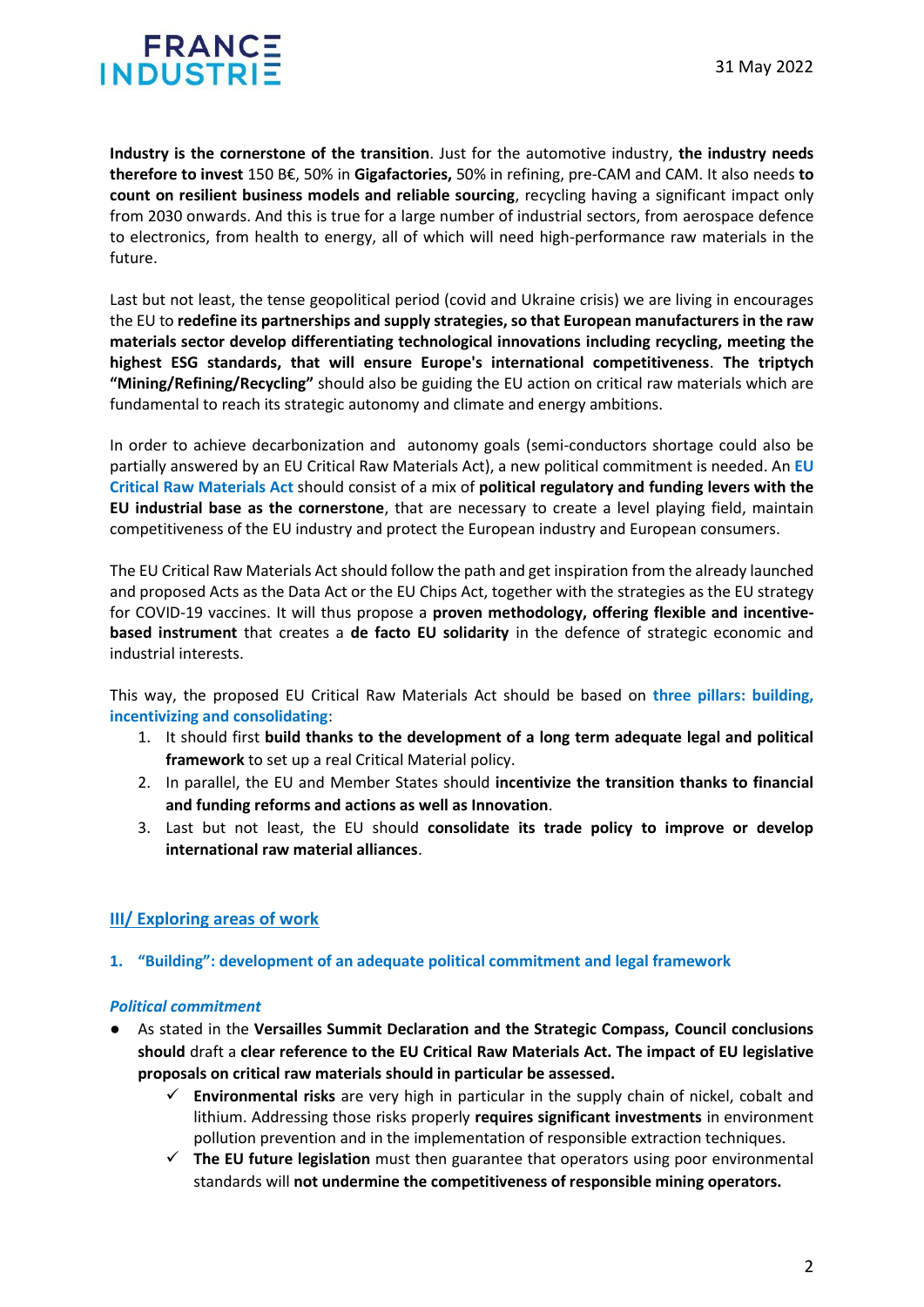**Industry is the cornerstone of the transition**. Just for the automotive industry, **the industry needs therefore to invest** 150 B€, 50% in **Gigafactories,** 50% in refining, pre-CAM and CAM. It also needs **to count on resilient business models and reliable sourcing**, recycling having a significant impact only from 2030 onwards. And this is true for a large number of industrial sectors, from aerospace defence to electronics, from health to energy, all of which will need high-performance raw materials in the future.

Last but not least, the tense geopolitical period (covid and Ukraine crisis) we are living in encourages the EU to **redefine its partnerships and supply strategies, so that European manufacturers in the raw materials sector develop differentiating technological innovations including recycling, meeting the highest ESG standards, that will ensure Europe's international competitiveness**. **The triptych "Mining/Refining/Recycling"** should also be guiding the EU action on critical raw materials which are fundamental to reach its strategic autonomy and climate and energy ambitions.

In order to achieve decarbonization and autonomy goals (semi-conductors shortage could also be partially answered by an EU Critical Raw Materials Act), a new political commitment is needed. An **EU Critical Raw Materials Act** should consist of a mix of **political regulatory and funding levers with the EU industrial base as the cornerstone**, that are necessary to create a level playing field, maintain competitiveness of the EU industry and protect the European industry and European consumers.

The EU Critical Raw Materials Act should follow the path and get inspiration from the already launched and proposed Acts as the Data Act or the EU Chips Act, together with the strategies as the EU strategy for COVID-19 vaccines. It will thus propose a **proven methodology, offering flexible and incentive-based instrument** that creates a **de facto EU solidarity** in the defence of strategic economic and industrial interests.

This way, the proposed EU Critical Raw Materials Act should be based on **three pillars: building, incentivizing and consolidating**:

1. It should first **build thanks to the development of a long term adequate legal and political framework** to set up a real Critical Material policy.
2. In parallel, the EU and Member States should **incentivize the transition thanks to financial and funding reforms and actions as well as Innovation**.
3. Last but not least, the EU should **consolidate its trade policy to improve or develop international raw material alliances**.

## III/ Exploring areas of work

### 1. "Building": development of an adequate political commitment and legal framework

#### *Political commitment*

- As stated in the **Versailles Summit Declaration and the Strategic Compass, Council conclusions should** draft a **clear reference to the EU Critical Raw Materials Act. The impact of EU legislative proposals on critical raw materials should in particular be assessed.**
    - ✓ **Environmental risks** are very high in particular in the supply chain of nickel, cobalt and lithium. Addressing those risks properly **requires significant investments** in environment pollution prevention and in the implementation of responsible extraction techniques.
    - ✓ **The EU future legislation** must then guarantee that operators using poor environmental standards will **not undermine the competitiveness of responsible mining operators.**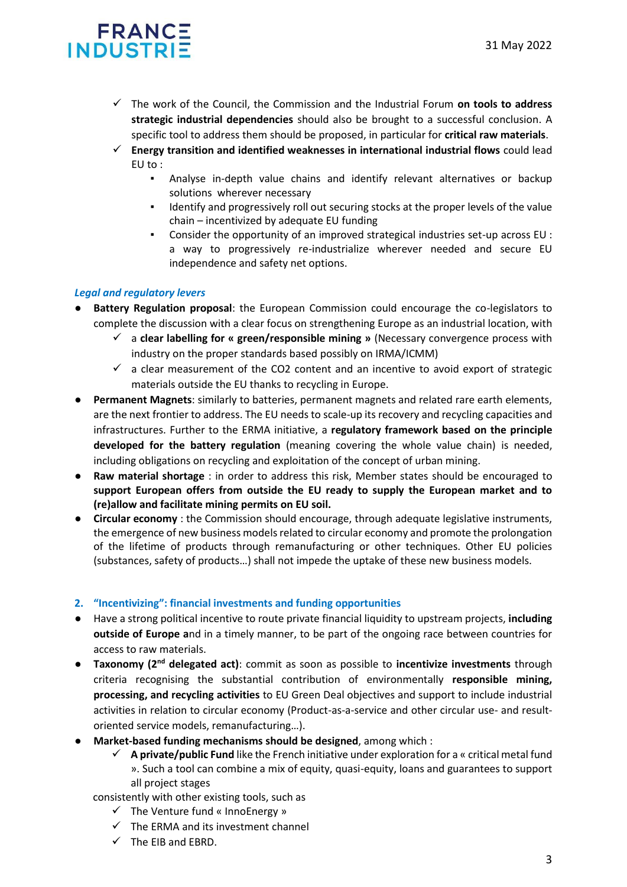- ✓ The work of the Council, the Commission and the Industrial Forum **on tools to address strategic industrial dependencies** should also be brought to a successful conclusion. A specific tool to address them should be proposed, in particular for **critical raw materials**.
- ✓ **Energy transition and identified weaknesses in international industrial flows** could lead EU to :
  - Analyse in-depth value chains and identify relevant alternatives or backup solutions wherever necessary
  - Identify and progressively roll out securing stocks at the proper levels of the value chain – incentivized by adequate EU funding
  - Consider the opportunity of an improved strategical industries set-up across EU : a way to progressively re-industrialize wherever needed and secure EU independence and safety net options.

***Legal and regulatory levers***

- **Battery Regulation proposal**: the European Commission could encourage the co-legislators to complete the discussion with a clear focus on strengthening Europe as an industrial location, with
  - ✓ a **clear labelling for « green/responsible mining »** (Necessary convergence process with industry on the proper standards based possibly on IRMA/ICMM)
  - ✓ a clear measurement of the $CO_2$ content and an incentive to avoid export of strategic materials outside the EU thanks to recycling in Europe.
- **Permanent Magnets**: similarly to batteries, permanent magnets and related rare earth elements, are the next frontier to address. The EU needs to scale-up its recovery and recycling capacities and infrastructures. Further to the ERMA initiative, a **regulatory framework based on the principle developed for the battery regulation** (meaning covering the whole value chain) is needed, including obligations on recycling and exploitation of the concept of urban mining.
- **Raw material shortage** : in order to address this risk, Member states should be encouraged to **support European offers from outside the EU ready to supply the European market and to (re)allow and facilitate mining permits on EU soil.**
- **Circular economy** : the Commission should encourage, through adequate legislative instruments, the emergence of new business models related to circular economy and promote the prolongation of the lifetime of products through remanufacturing or other techniques. Other EU policies (substances, safety of products…) shall not impede the uptake of these new business models.

## 2. "Incentivizing": financial investments and funding opportunities

- Have a strong political incentive to route private financial liquidity to upstream projects, **including outside of Europe a**nd in a timely manner, to be part of the ongoing race between countries for access to raw materials.
- **Taxonomy (2nd delegated act)**: commit as soon as possible to **incentivize investments** through criteria recognising the substantial contribution of environmentally **responsible mining, processing, and recycling activities** to EU Green Deal objectives and support to include industrial activities in relation to circular economy (Product-as-a-service and other circular use- and result-oriented service models, remanufacturing…).
- **Market-based funding mechanisms should be designed**, among which :
  - ✓ **A private/public Fund** like the French initiative under exploration for a « critical metal fund ». Such a tool can combine a mix of equity, quasi-equity, loans and guarantees to support all project stages

  consistently with other existing tools, such as
  - ✓ The Venture fund « InnoEnergy »
  - ✓ The ERMA and its investment channel
  - ✓ The EIB and EBRD.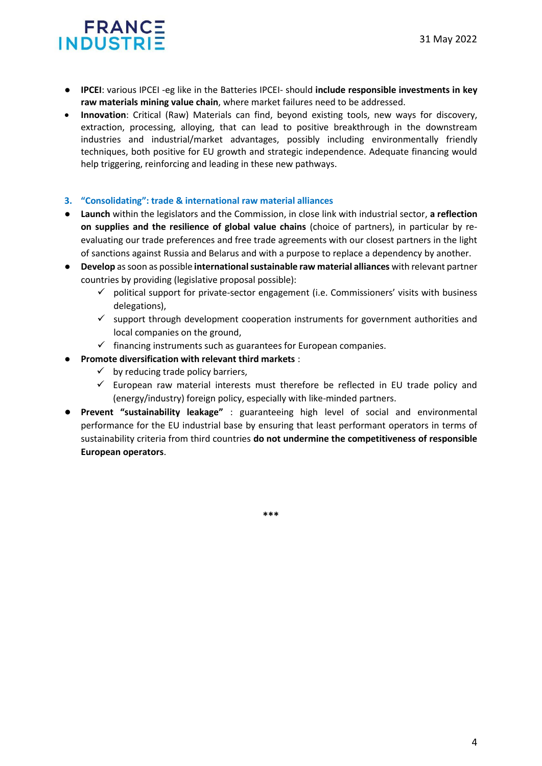- **IPCEI**: various IPCEI -eg like in the Batteries IPCEI- should **include responsible investments in key raw materials mining value chain**, where market failures need to be addressed.
- **Innovation**: Critical (Raw) Materials can find, beyond existing tools, new ways for discovery, extraction, processing, alloying, that can lead to positive breakthrough in the downstream industries and industrial/market advantages, possibly including environmentally friendly techniques, both positive for EU growth and strategic independence. Adequate financing would help triggering, reinforcing and leading in these new pathways.

### 3. "Consolidating": trade & international raw material alliances

- **Launch** within the legislators and the Commission, in close link with industrial sector, **a reflection on supplies and the resilience of global value chains** (choice of partners), in particular by re-evaluating our trade preferences and free trade agreements with our closest partners in the light of sanctions against Russia and Belarus and with a purpose to replace a dependency by another.
- **Develop** as soon as possible **international sustainable raw material alliances** with relevant partner countries by providing (legislative proposal possible):
  - ✓ political support for private-sector engagement (i.e. Commissioners' visits with business delegations),
  - ✓ support through development cooperation instruments for government authorities and local companies on the ground,
  - ✓ financing instruments such as guarantees for European companies.
- **Promote diversification with relevant third markets** :
  - ✓ by reducing trade policy barriers,
  - ✓ European raw material interests must therefore be reflected in EU trade policy and (energy/industry) foreign policy, especially with like-minded partners.
- **Prevent "sustainability leakage"** : guaranteeing high level of social and environmental performance for the EU industrial base by ensuring that least performant operators in terms of sustainability criteria from third countries **do not undermine the competitiveness of responsible European operators**.

***